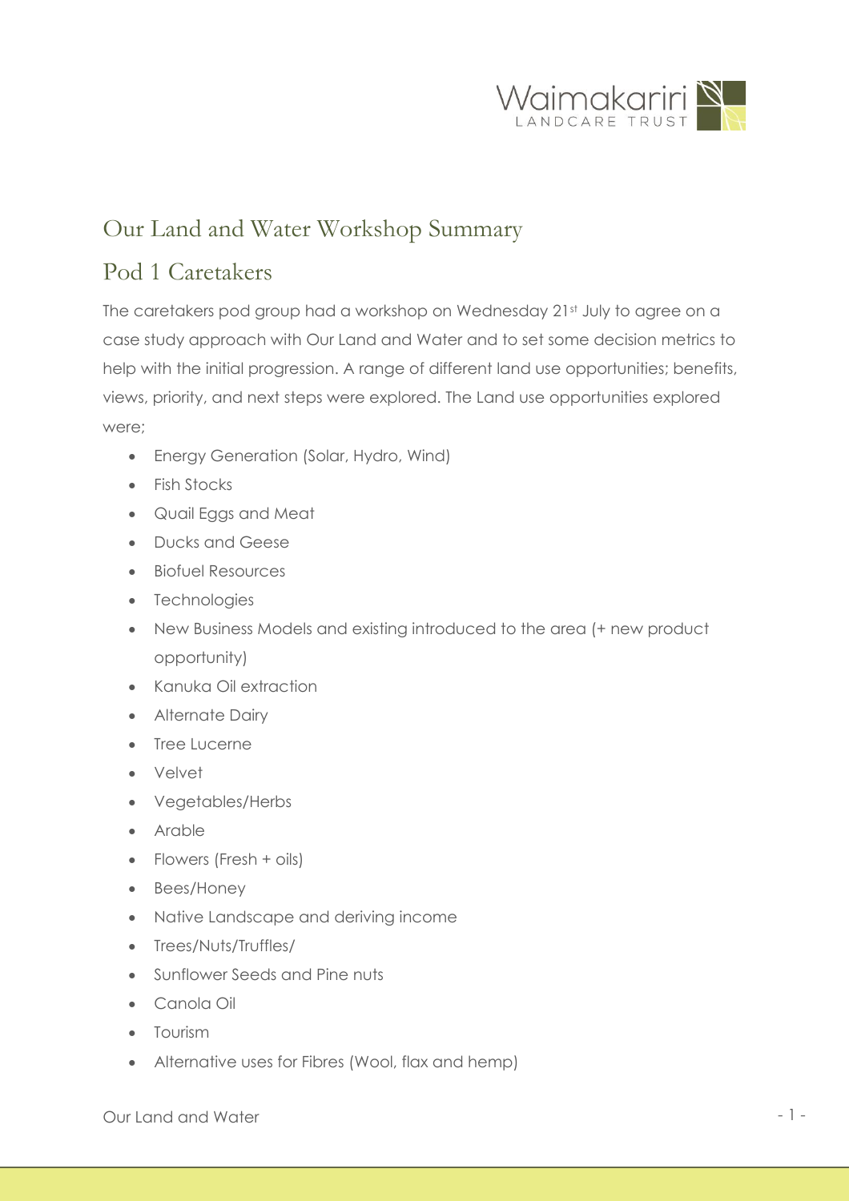# Our Land and Water Workshop Summary

## Pod 1 Caretakers

The caretakers pod group had a workshop on Wednesday 21st July to agree on a case study approach with Our Land and Water and to set some decision metrics to help with the initial progression. A range of different land use opportunities; benefits, views, priority, and next steps were explored. The Land use opportunities explored were;

- Energy Generation (Solar, Hydro, Wind)
- Fish Stocks
- Quail Eggs and Meat
- Ducks and Geese
- Biofuel Resources
- Technologies
- New Business Models and existing introduced to the area (+ new product opportunity)
- Kanuka Oil extraction
- Alternate Dairy
- Tree Lucerne
- Velvet
- Vegetables/Herbs
- Arable
- Flowers (Fresh + oils)
- Bees/Honey
- Native Landscape and deriving income
- Trees/Nuts/Truffles/
- Sunflower Seeds and Pine nuts
- Canola Oil
- Tourism
- Alternative uses for Fibres (Wool, flax and hemp)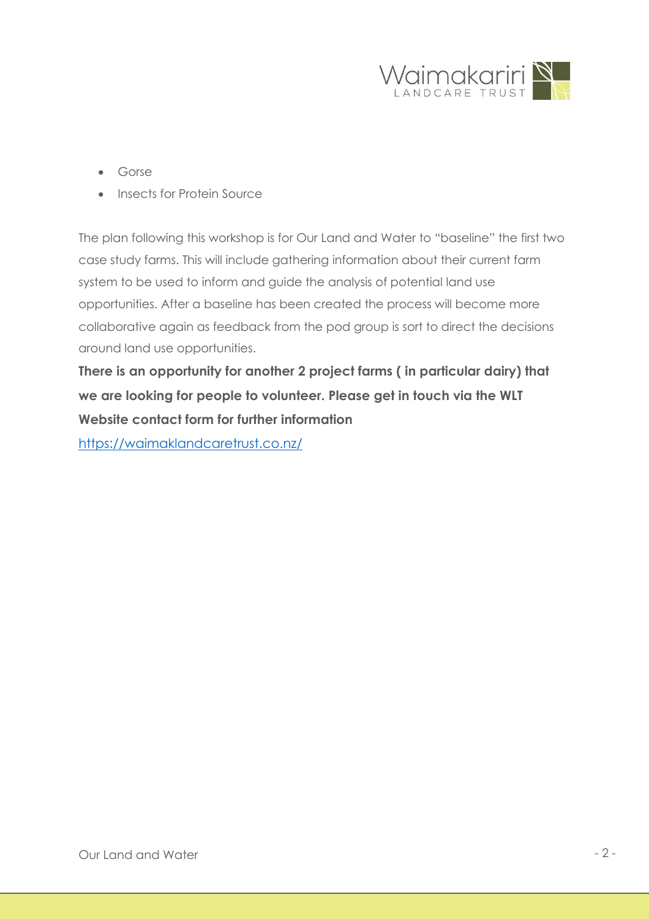- Gorse
- Insects for Protein Source

The plan following this workshop is for Our Land and Water to "baseline" the first two case study farms. This will include gathering information about their current farm system to be used to inform and guide the analysis of potential land use opportunities. After a baseline has been created the process will become more collaborative again as feedback from the pod group is sort to direct the decisions around land use opportunities.

**There is an opportunity for another 2 project farms ( in particular dairy) that we are looking for people to volunteer. Please get in touch via the WLT Website contact form for further information**

https://waimaklandcaretrust.co.nz/